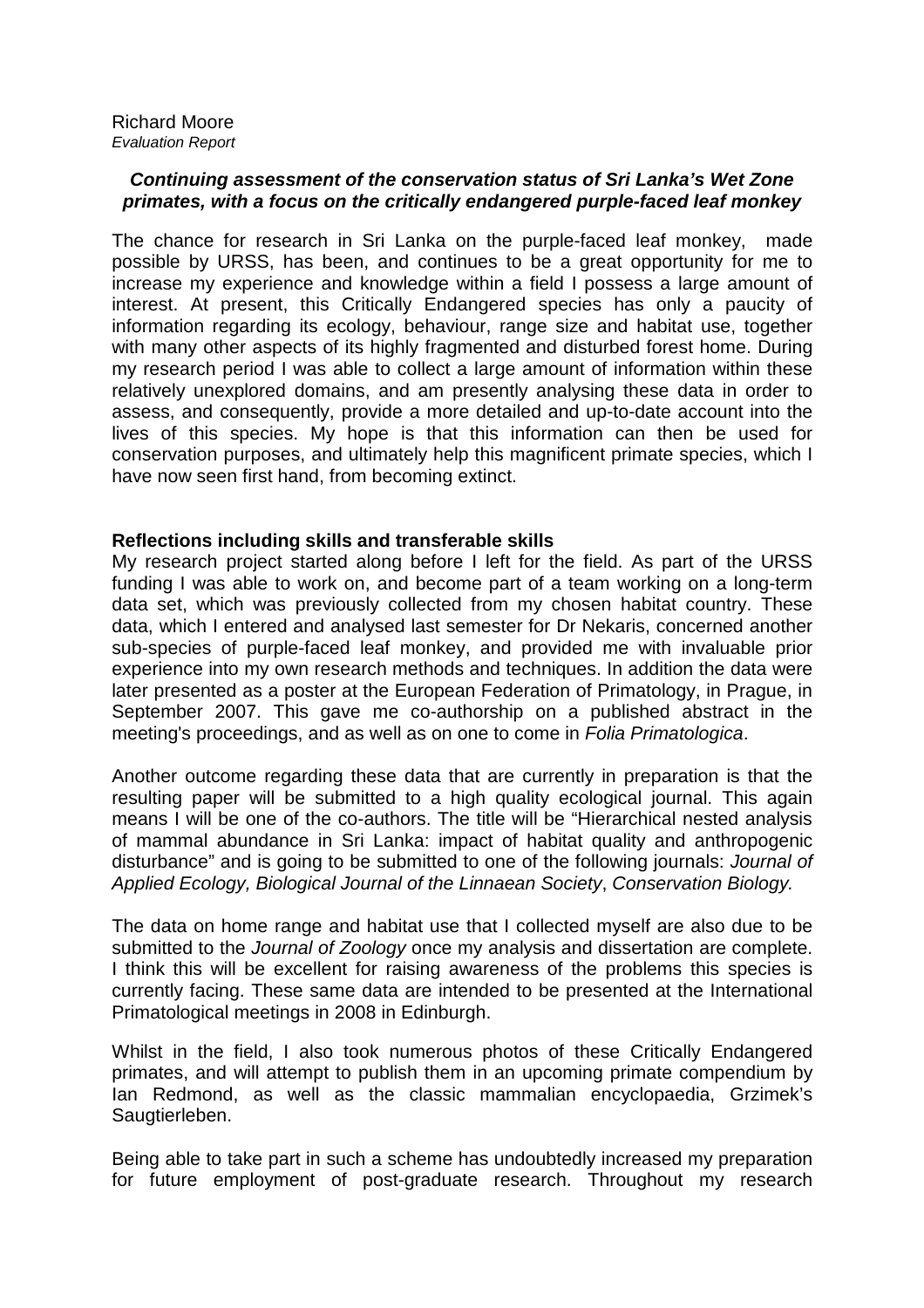Richard Moore
*Evaluation Report*

### ***Continuing assessment of the conservation status of Sri Lanka's Wet Zone primates, with a focus on the critically endangered purple-faced leaf monkey***

The chance for research in Sri Lanka on the purple-faced leaf monkey, made possible by URSS, has been, and continues to be a great opportunity for me to increase my experience and knowledge within a field I possess a large amount of interest. At present, this Critically Endangered species has only a paucity of information regarding its ecology, behaviour, range size and habitat use, together with many other aspects of its highly fragmented and disturbed forest home. During my research period I was able to collect a large amount of information within these relatively unexplored domains, and am presently analysing these data in order to assess, and consequently, provide a more detailed and up-to-date account into the lives of this species. My hope is that this information can then be used for conservation purposes, and ultimately help this magnificent primate species, which I have now seen first hand, from becoming extinct.

**Reflections including skills and transferable skills**

My research project started along before I left for the field. As part of the URSS funding I was able to work on, and become part of a team working on a long-term data set, which was previously collected from my chosen habitat country. These data, which I entered and analysed last semester for Dr Nekaris, concerned another sub-species of purple-faced leaf monkey, and provided me with invaluable prior experience into my own research methods and techniques. In addition the data were later presented as a poster at the European Federation of Primatology, in Prague, in September 2007. This gave me co-authorship on a published abstract in the meeting's proceedings, and as well as on one to come in *Folia Primatologica*.

Another outcome regarding these data that are currently in preparation is that the resulting paper will be submitted to a high quality ecological journal. This again means I will be one of the co-authors. The title will be "Hierarchical nested analysis of mammal abundance in Sri Lanka: impact of habitat quality and anthropogenic disturbance" and is going to be submitted to one of the following journals: *Journal of Applied Ecology, Biological Journal of the Linnaean Society*, *Conservation Biology.*

The data on home range and habitat use that I collected myself are also due to be submitted to the *Journal of Zoology* once my analysis and dissertation are complete. I think this will be excellent for raising awareness of the problems this species is currently facing. These same data are intended to be presented at the International Primatological meetings in 2008 in Edinburgh.

Whilst in the field, I also took numerous photos of these Critically Endangered primates, and will attempt to publish them in an upcoming primate compendium by Ian Redmond, as well as the classic mammalian encyclopaedia, Grzimek's Saugtierleben.

Being able to take part in such a scheme has undoubtedly increased my preparation for future employment of post-graduate research. Throughout my research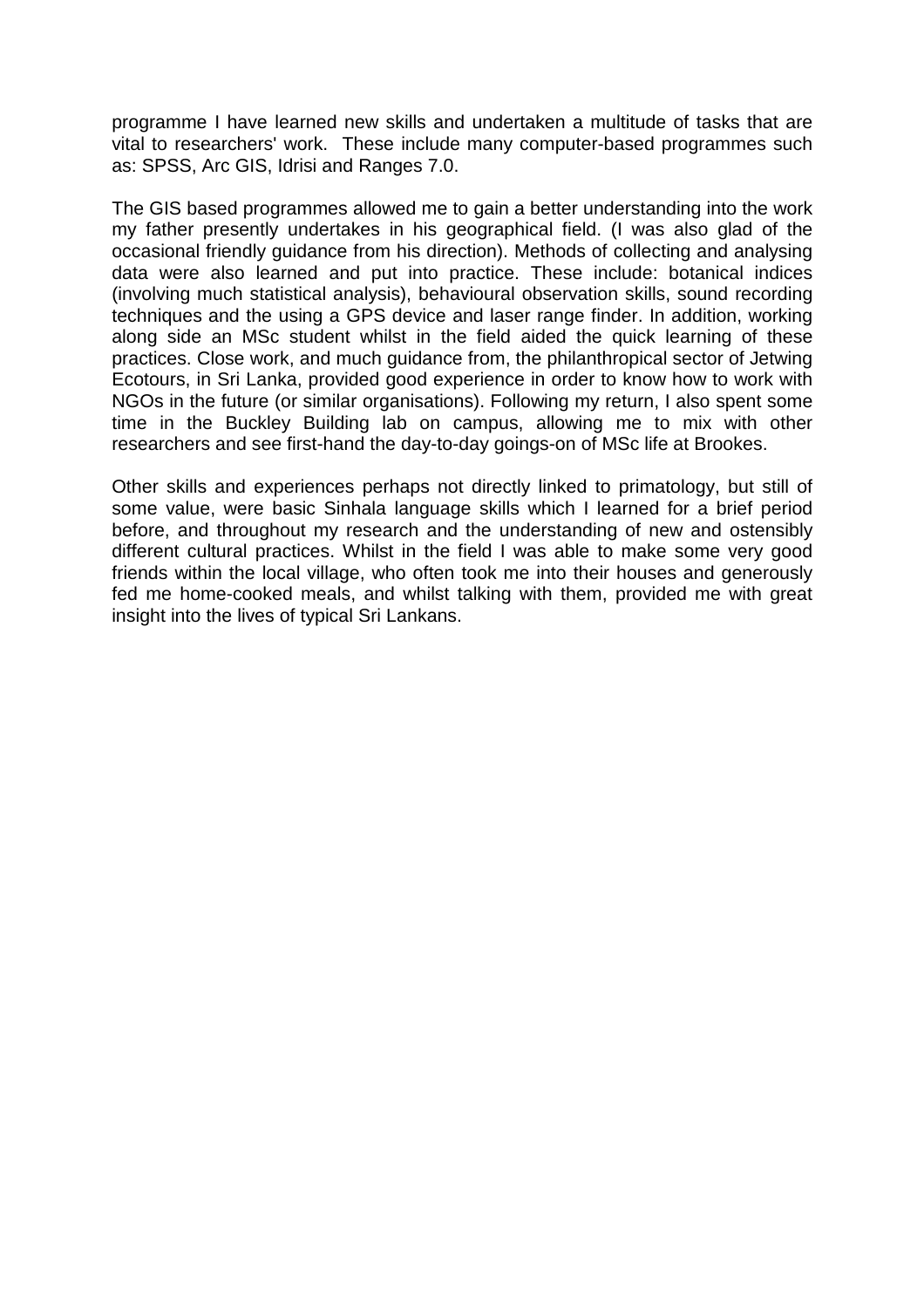programme I have learned new skills and undertaken a multitude of tasks that are vital to researchers' work. These include many computer-based programmes such as: SPSS, Arc GIS, Idrisi and Ranges 7.0.

The GIS based programmes allowed me to gain a better understanding into the work my father presently undertakes in his geographical field. (I was also glad of the occasional friendly guidance from his direction). Methods of collecting and analysing data were also learned and put into practice. These include: botanical indices (involving much statistical analysis), behavioural observation skills, sound recording techniques and the using a GPS device and laser range finder. In addition, working along side an MSc student whilst in the field aided the quick learning of these practices. Close work, and much guidance from, the philanthropical sector of Jetwing Ecotours, in Sri Lanka, provided good experience in order to know how to work with NGOs in the future (or similar organisations). Following my return, I also spent some time in the Buckley Building lab on campus, allowing me to mix with other researchers and see first-hand the day-to-day goings-on of MSc life at Brookes.

Other skills and experiences perhaps not directly linked to primatology, but still of some value, were basic Sinhala language skills which I learned for a brief period before, and throughout my research and the understanding of new and ostensibly different cultural practices. Whilst in the field I was able to make some very good friends within the local village, who often took me into their houses and generously fed me home-cooked meals, and whilst talking with them, provided me with great insight into the lives of typical Sri Lankans.